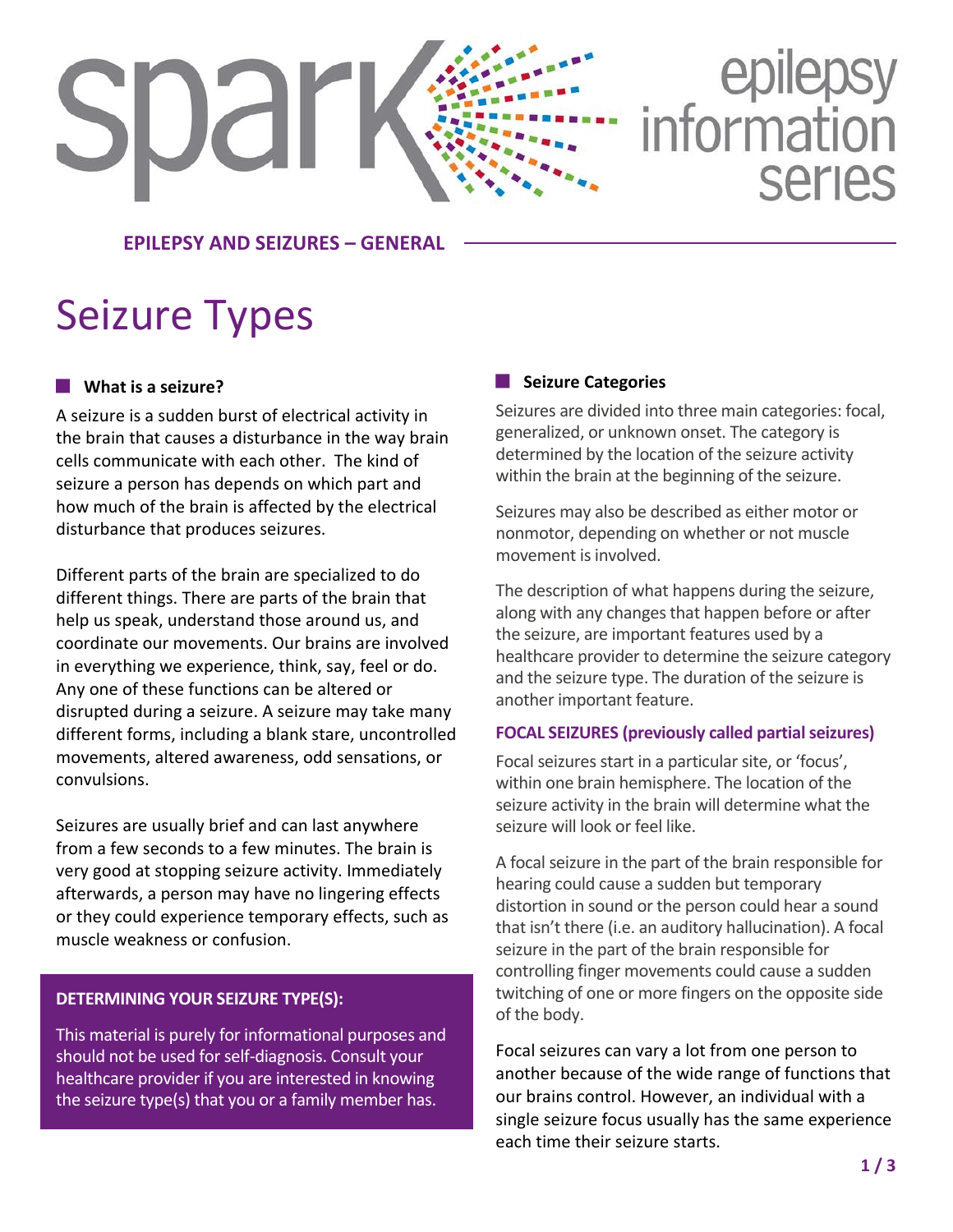spark epilepsy information series

EPILEPSY AND SEIZURES – GENERAL

# Seizure Types

## What is a seizure?

A seizure is a sudden burst of electrical activity in the brain that causes a disturbance in the way brain cells communicate with each other. The kind of seizure a person has depends on which part and how much of the brain is affected by the electrical disturbance that produces seizures.

Different parts of the brain are specialized to do different things. There are parts of the brain that help us speak, understand those around us, and coordinate our movements. Our brains are involved in everything we experience, think, say, feel or do. Any one of these functions can be altered or disrupted during a seizure. A seizure may take many different forms, including a blank stare, uncontrolled movements, altered awareness, odd sensations, or convulsions.

Seizures are usually brief and can last anywhere from a few seconds to a few minutes. The brain is very good at stopping seizure activity. Immediately afterwards, a person may have no lingering effects or they could experience temporary effects, such as muscle weakness or confusion.

**DETERMINING YOUR SEIZURE TYPE(S):**

This material is purely for informational purposes and should not be used for self-diagnosis. Consult your healthcare provider if you are interested in knowing the seizure type(s) that you or a family member has.

## Seizure Categories

Seizures are divided into three main categories: focal, generalized, or unknown onset. The category is determined by the location of the seizure activity within the brain at the beginning of the seizure.

Seizures may also be described as either motor or nonmotor, depending on whether or not muscle movement is involved.

The description of what happens during the seizure, along with any changes that happen before or after the seizure, are important features used by a healthcare provider to determine the seizure category and the seizure type. The duration of the seizure is another important feature.

### FOCAL SEIZURES (previously called partial seizures)

Focal seizures start in a particular site, or 'focus', within one brain hemisphere. The location of the seizure activity in the brain will determine what the seizure will look or feel like.

A focal seizure in the part of the brain responsible for hearing could cause a sudden but temporary distortion in sound or the person could hear a sound that isn't there (i.e. an auditory hallucination). A focal seizure in the part of the brain responsible for controlling finger movements could cause a sudden twitching of one or more fingers on the opposite side of the body.

Focal seizures can vary a lot from one person to another because of the wide range of functions that our brains control. However, an individual with a single seizure focus usually has the same experience each time their seizure starts.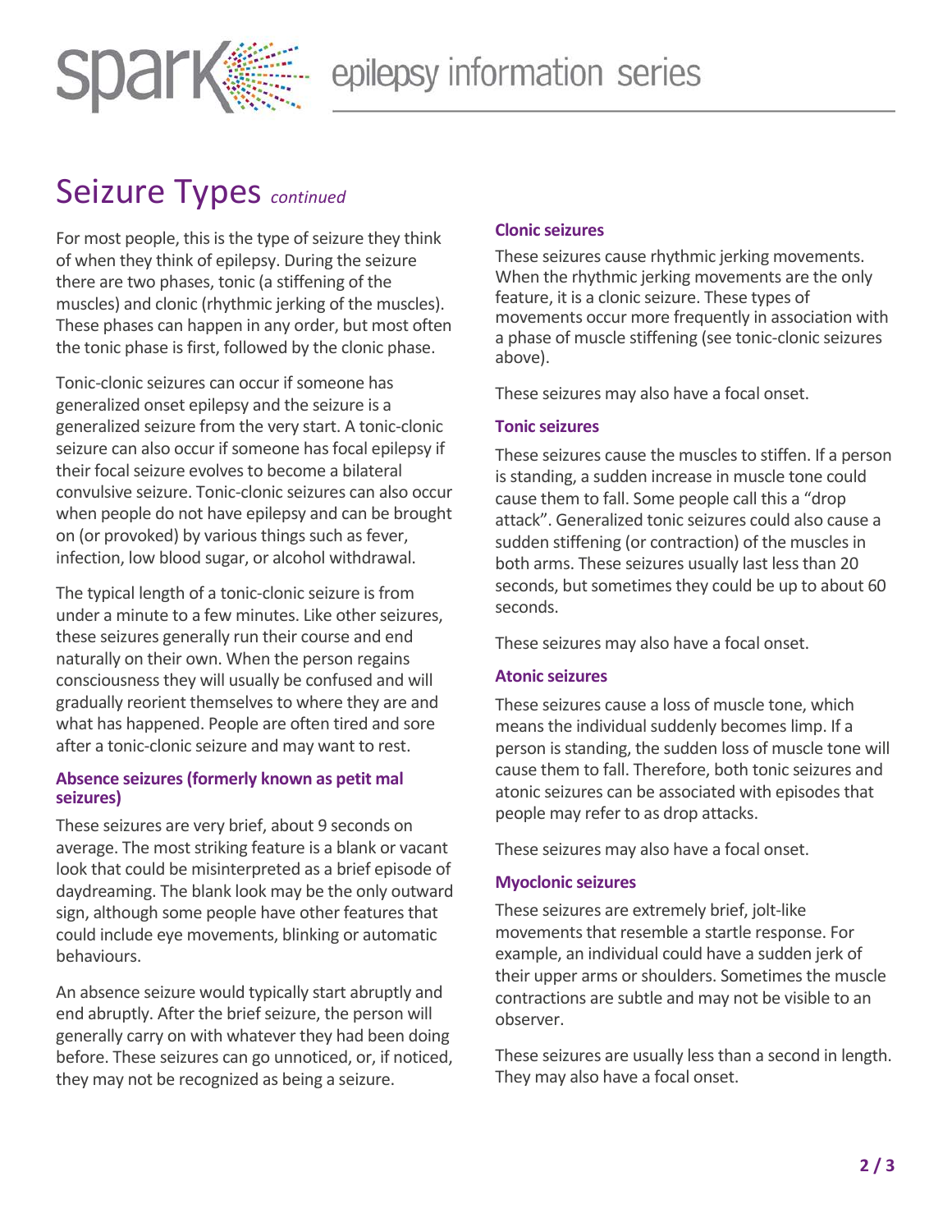# Seizure Types *continued*

For most people, this is the type of seizure they think of when they think of epilepsy. During the seizure there are two phases, tonic (a stiffening of the muscles) and clonic (rhythmic jerking of the muscles). These phases can happen in any order, but most often the tonic phase is first, followed by the clonic phase.

Tonic-clonic seizures can occur if someone has generalized onset epilepsy and the seizure is a generalized seizure from the very start. A tonic-clonic seizure can also occur if someone has focal epilepsy if their focal seizure evolves to become a bilateral convulsive seizure. Tonic-clonic seizures can also occur when people do not have epilepsy and can be brought on (or provoked) by various things such as fever, infection, low blood sugar, or alcohol withdrawal.

The typical length of a tonic-clonic seizure is from under a minute to a few minutes. Like other seizures, these seizures generally run their course and end naturally on their own. When the person regains consciousness they will usually be confused and will gradually reorient themselves to where they are and what has happened. People are often tired and sore after a tonic-clonic seizure and may want to rest.

### Absence seizures (formerly known as petit mal seizures)

These seizures are very brief, about 9 seconds on average. The most striking feature is a blank or vacant look that could be misinterpreted as a brief episode of daydreaming. The blank look may be the only outward sign, although some people have other features that could include eye movements, blinking or automatic behaviours.

An absence seizure would typically start abruptly and end abruptly. After the brief seizure, the person will generally carry on with whatever they had been doing before. These seizures can go unnoticed, or, if noticed, they may not be recognized as being a seizure.

### Clonic seizures

These seizures cause rhythmic jerking movements. When the rhythmic jerking movements are the only feature, it is a clonic seizure. These types of movements occur more frequently in association with a phase of muscle stiffening (see tonic-clonic seizures above).

These seizures may also have a focal onset.

### Tonic seizures

These seizures cause the muscles to stiffen. If a person is standing, a sudden increase in muscle tone could cause them to fall. Some people call this a "drop attack". Generalized tonic seizures could also cause a sudden stiffening (or contraction) of the muscles in both arms. These seizures usually last less than 20 seconds, but sometimes they could be up to about 60 seconds.

These seizures may also have a focal onset.

### Atonic seizures

These seizures cause a loss of muscle tone, which means the individual suddenly becomes limp. If a person is standing, the sudden loss of muscle tone will cause them to fall. Therefore, both tonic seizures and atonic seizures can be associated with episodes that people may refer to as drop attacks.

These seizures may also have a focal onset.

### Myoclonic seizures

These seizures are extremely brief, jolt-like movements that resemble a startle response. For example, an individual could have a sudden jerk of their upper arms or shoulders. Sometimes the muscle contractions are subtle and may not be visible to an observer.

These seizures are usually less than a second in length. They may also have a focal onset.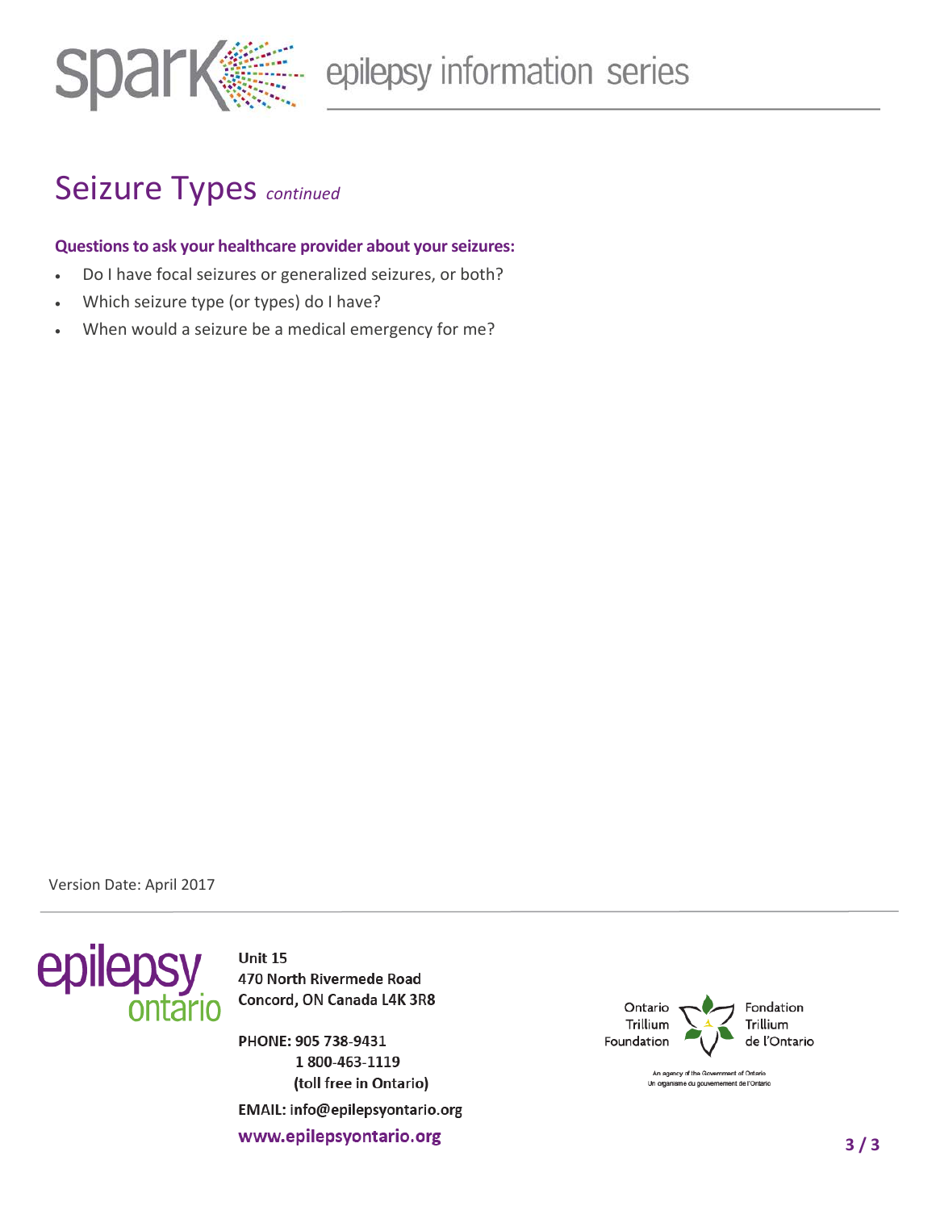# Seizure Types *continued*

**Questions to ask your healthcare provider about your seizures:**

- Do I have focal seizures or generalized seizures, or both?
- Which seizure type (or types) do I have?
- When would a seizure be a medical emergency for me?

Version Date: April 2017

epilepsy ontario

**Unit 15**
**470 North Rivermede Road**
**Concord, ON Canada L4K 3R8**

**PHONE: 905 738-9431**
**1 800-463-1119**
**(toll free in Ontario)**

**EMAIL: info@epilepsyontario.org**

**www.epilepsyontario.org**

Ontario Trillium Foundation
Fondation Trillium de l'Ontario

An agency of the Government of Ontario
Un organisme du gouvernement de l'Ontario